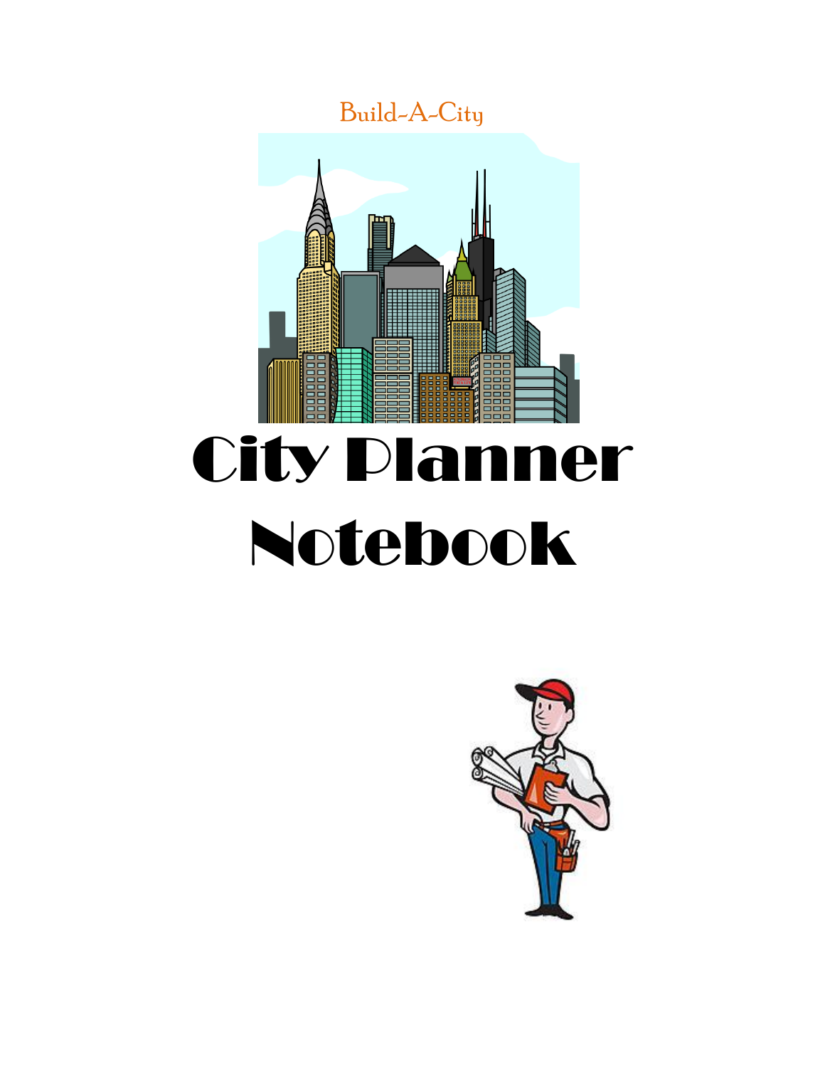Build-A-City

# City Planner Notebook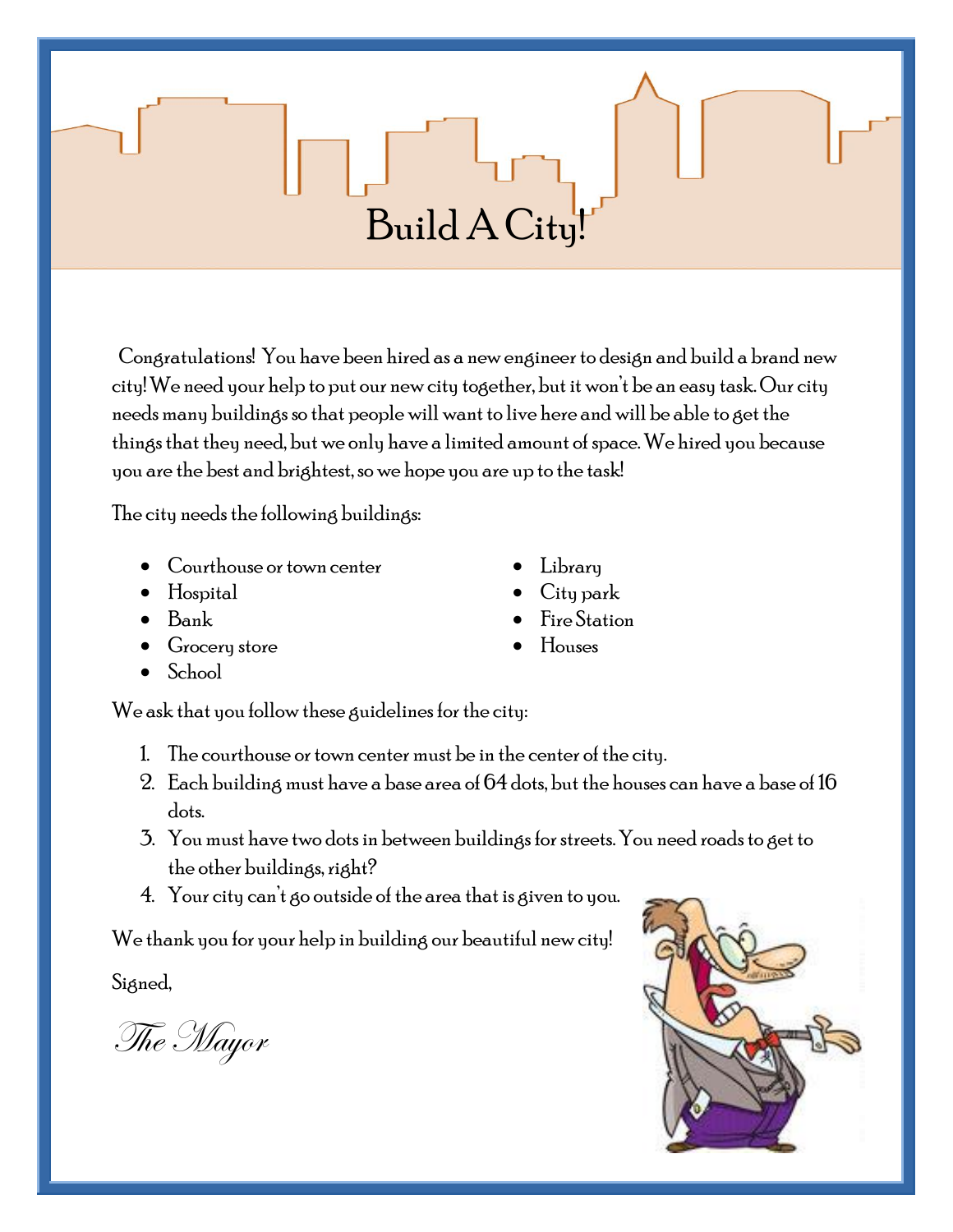# Build A City!

Congratulations! You have been hired as a new engineer to design and build a brand new city! We need your help to put our new city together, but it won't be an easy task. Our city needs many buildings so that people will want to live here and will be able to get the things that they need, but we only have a limited amount of space. We hired you because you are the best and brightest, so we hope you are up to the task!

The city needs the following buildings:

- Courthouse or town center
- Hospital
- Bank
- Grocery store
- School
- Library
- City park
- Fire Station
- Houses

We ask that you follow these guidelines for the city:

1. The courthouse or town center must be in the center of the city.
2. Each building must have a base area of 64 dots, but the houses can have a base of 16 dots.
3. You must have two dots in between buildings for streets. You need roads to get to the other buildings, right?
4. Your city can't go outside of the area that is given to you.

We thank you for your help in building our beautiful new city!

Signed,

*The Mayor*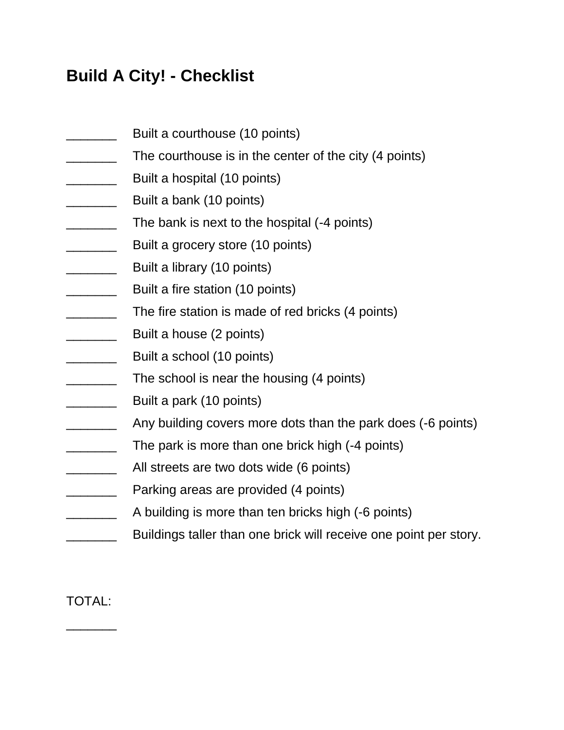# Build A City! - Checklist

_______ Built a courthouse (10 points)
_______ The courthouse is in the center of the city (4 points)
_______ Built a hospital (10 points)
_______ Built a bank (10 points)
_______ The bank is next to the hospital (-4 points)
_______ Built a grocery store (10 points)
_______ Built a library (10 points)
_______ Built a fire station (10 points)
_______ The fire station is made of red bricks (4 points)
_______ Built a house (2 points)
_______ Built a school (10 points)
_______ The school is near the housing (4 points)
_______ Built a park (10 points)
_______ Any building covers more dots than the park does (-6 points)
_______ The park is more than one brick high (-4 points)
_______ All streets are two dots wide (6 points)
_______ Parking areas are provided (4 points)
_______ A building is more than ten bricks high (-6 points)
_______ Buildings taller than one brick will receive one point per story.

TOTAL:

_______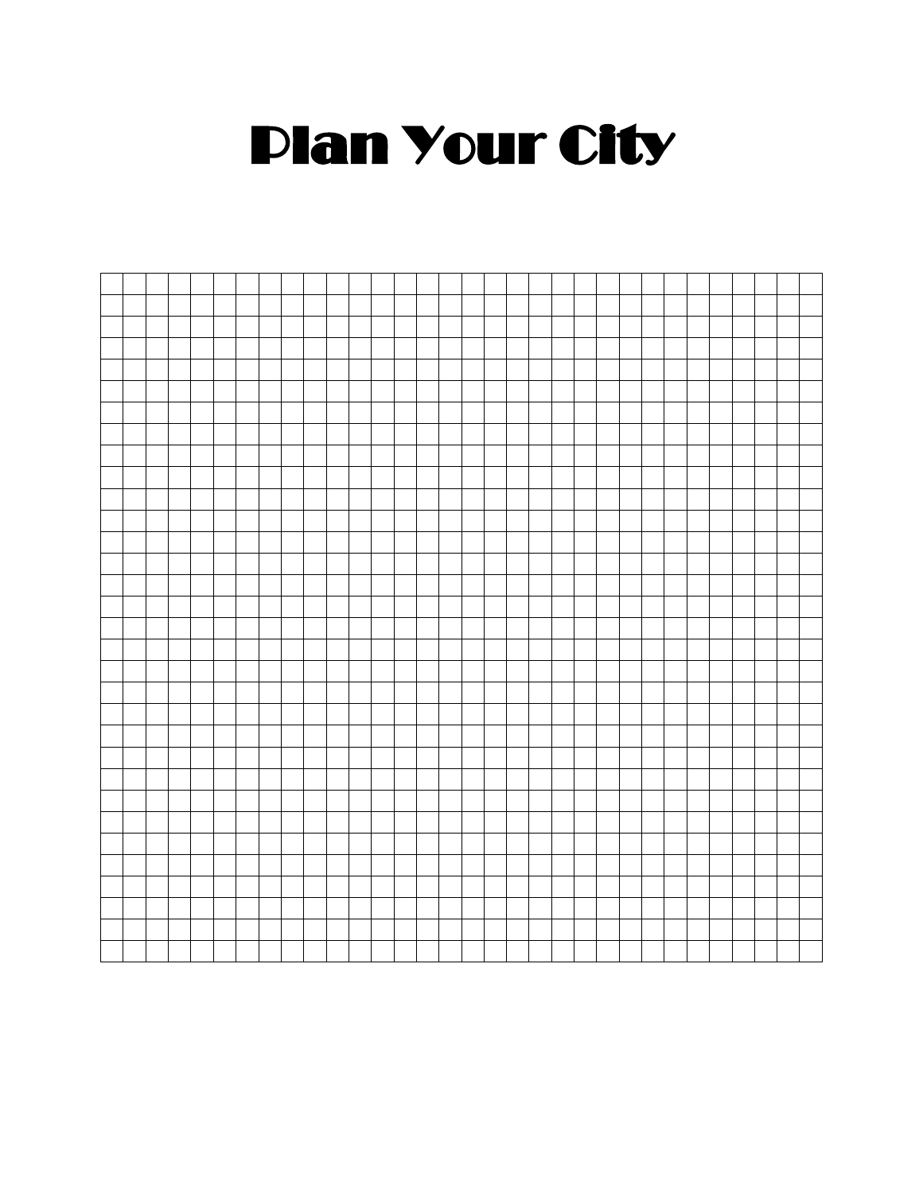# Plan Your City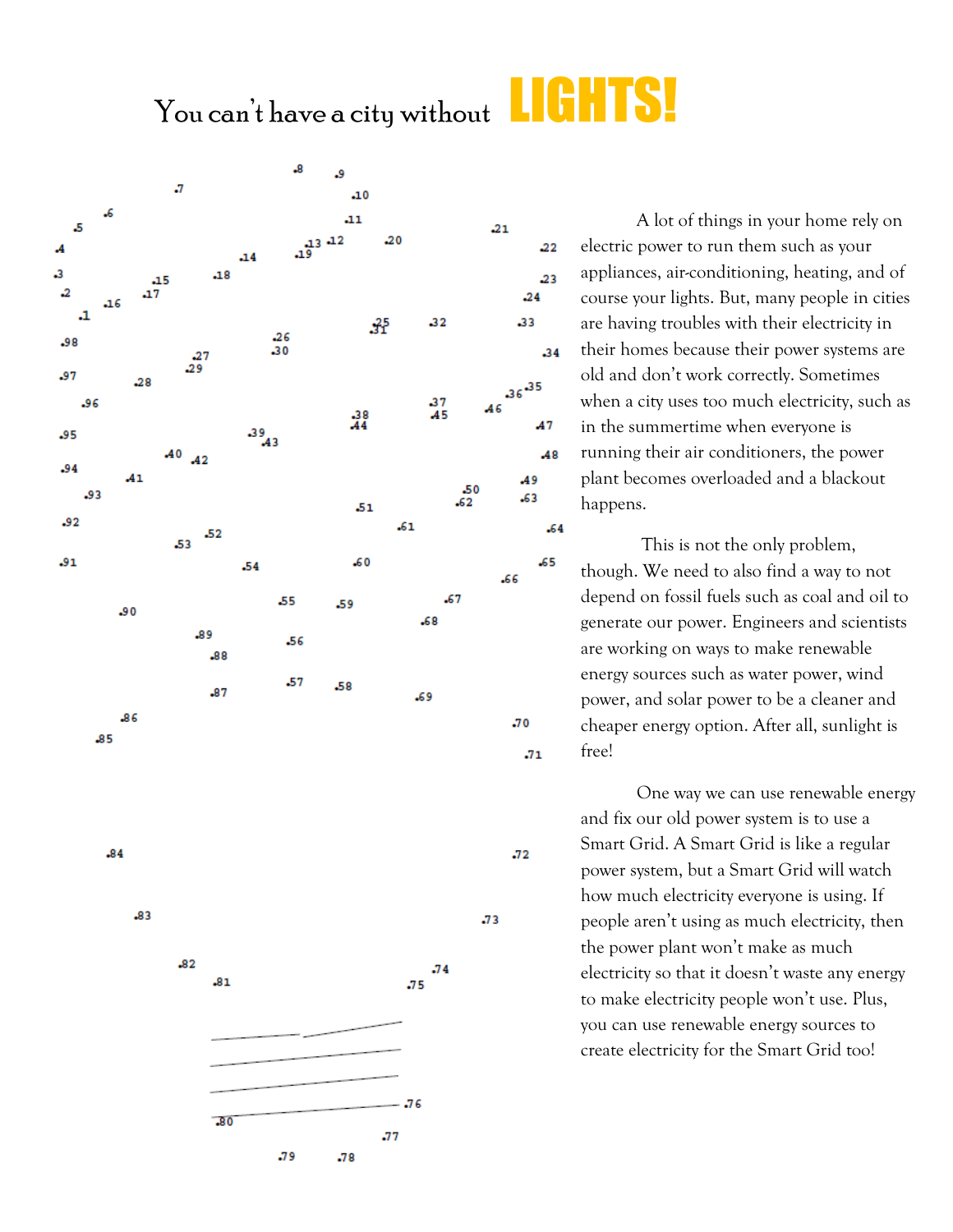# You can't have a city without LIGHTS!

A lot of things in your home rely on electric power to run them such as your appliances, air-conditioning, heating, and of course your lights. But, many people in cities are having troubles with their electricity in their homes because their power systems are old and don't work correctly. Sometimes when a city uses too much electricity, such as in the summertime when everyone is running their air conditioners, the power plant becomes overloaded and a blackout happens.

This is not the only problem, though. We need to also find a way to not depend on fossil fuels such as coal and oil to generate our power. Engineers and scientists are working on ways to make renewable energy sources such as water power, wind power, and solar power to be a cleaner and cheaper energy option. After all, sunlight is free!

One way we can use renewable energy and fix our old power system is to use a Smart Grid. A Smart Grid is like a regular power system, but a Smart Grid will watch how much electricity everyone is using. If people aren't using as much electricity, then the power plant won't make as much electricity so that it doesn't waste any energy to make electricity people won't use. Plus, you can use renewable energy sources to create electricity for the Smart Grid too!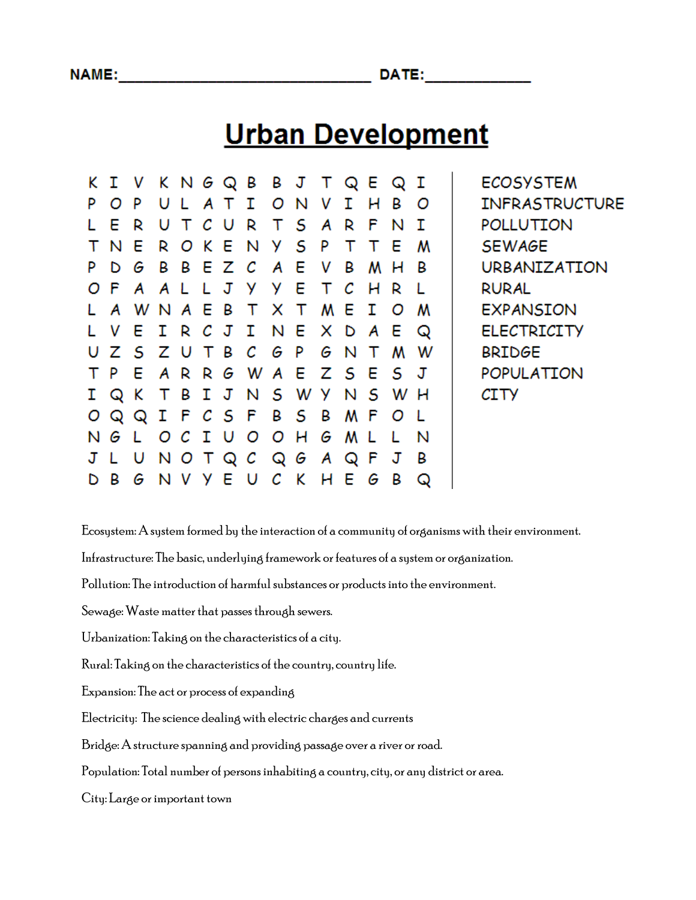NAME:_______________________________ DATE:____________

# Urban Development

```
K I V K N G Q B B J T Q E Q I
P O P U L A T I O N V I H B O
L E R U T C U R T S A R F N I
T N E R O K E N Y S P T T E M
P D G B B E Z C A E V B M H B
O F A A L L J Y Y E T C H R L
L A W N A E B T X T M E I O M
L V E I R C J I N E X D A E Q
U Z S Z U T B C G P G N T M W
T P E A R R G W A E Z S E S J
I Q K T B I J N S W Y N S W H
O Q Q I F C S F B S B M F O L
N G L O C I U O O H G M L L N
J L U N O T Q C Q G A Q F J B
D B G N V Y E U C K H E G B Q
```

ECOSYSTEM
INFRASTRUCTURE
POLLUTION
SEWAGE
URBANIZATION
RURAL
EXPANSION
ELECTRICITY
BRIDGE
POPULATION
CITY

Ecosystem: A system formed by the interaction of a community of organisms with their environment.

Infrastructure: The basic, underlying framework or features of a system or organization.

Pollution: The introduction of harmful substances or products into the environment.

Sewage: Waste matter that passes through sewers.

Urbanization: Taking on the characteristics of a city.

Rural: Taking on the characteristics of the country, country life.

Expansion: The act or process of expanding

Electricity: The science dealing with electric charges and currents

Bridge: A structure spanning and providing passage over a river or road.

Population: Total number of persons inhabiting a country, city, or any district or area.

City: Large or important town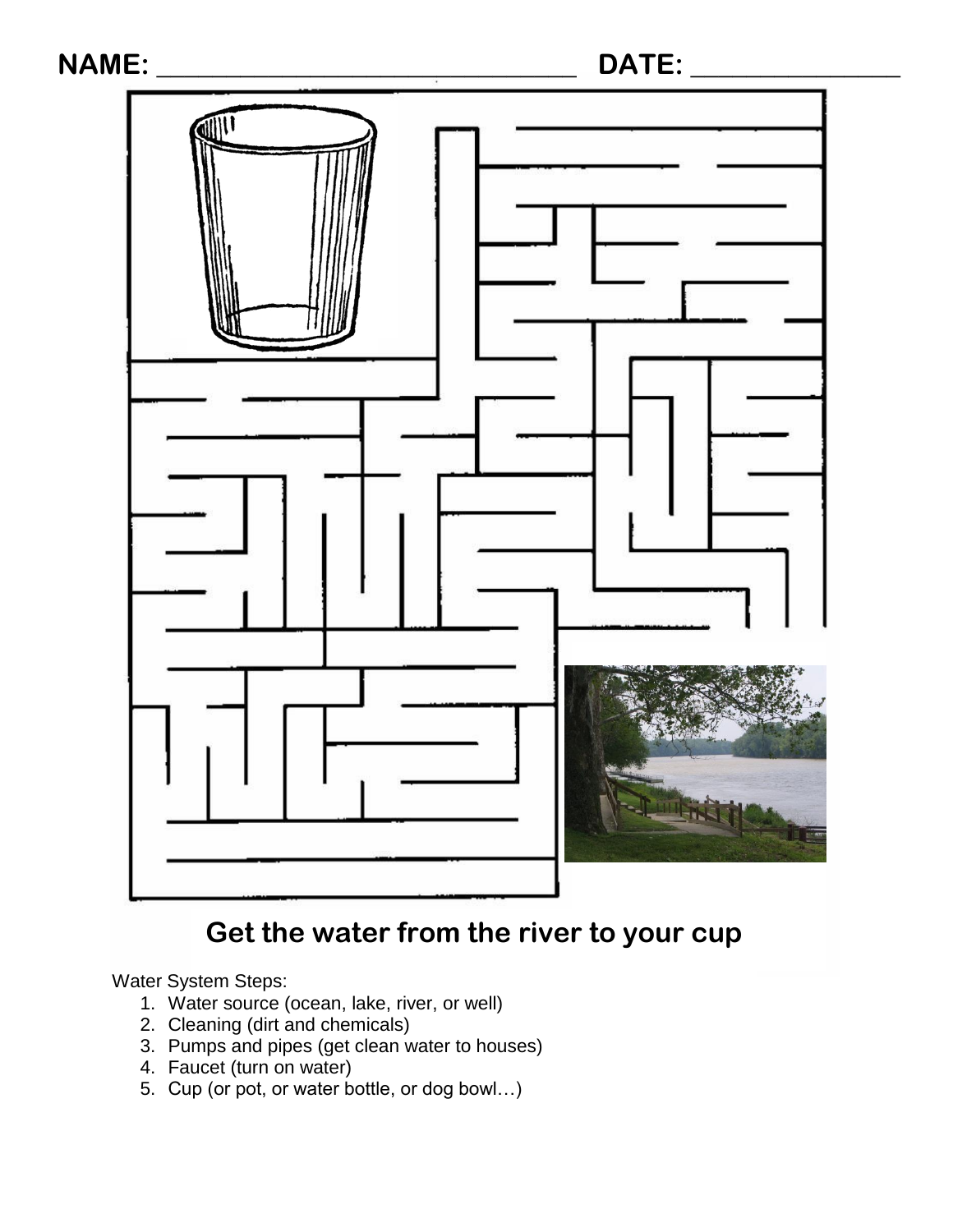NAME: ______________________________ DATE: ______________

**Get the water from the river to your cup**

Water System Steps:

1. Water source (ocean, lake, river, or well)
2. Cleaning (dirt and chemicals)
3. Pumps and pipes (get clean water to houses)
4. Faucet (turn on water)
5. Cup (or pot, or water bottle, or dog bowl…)